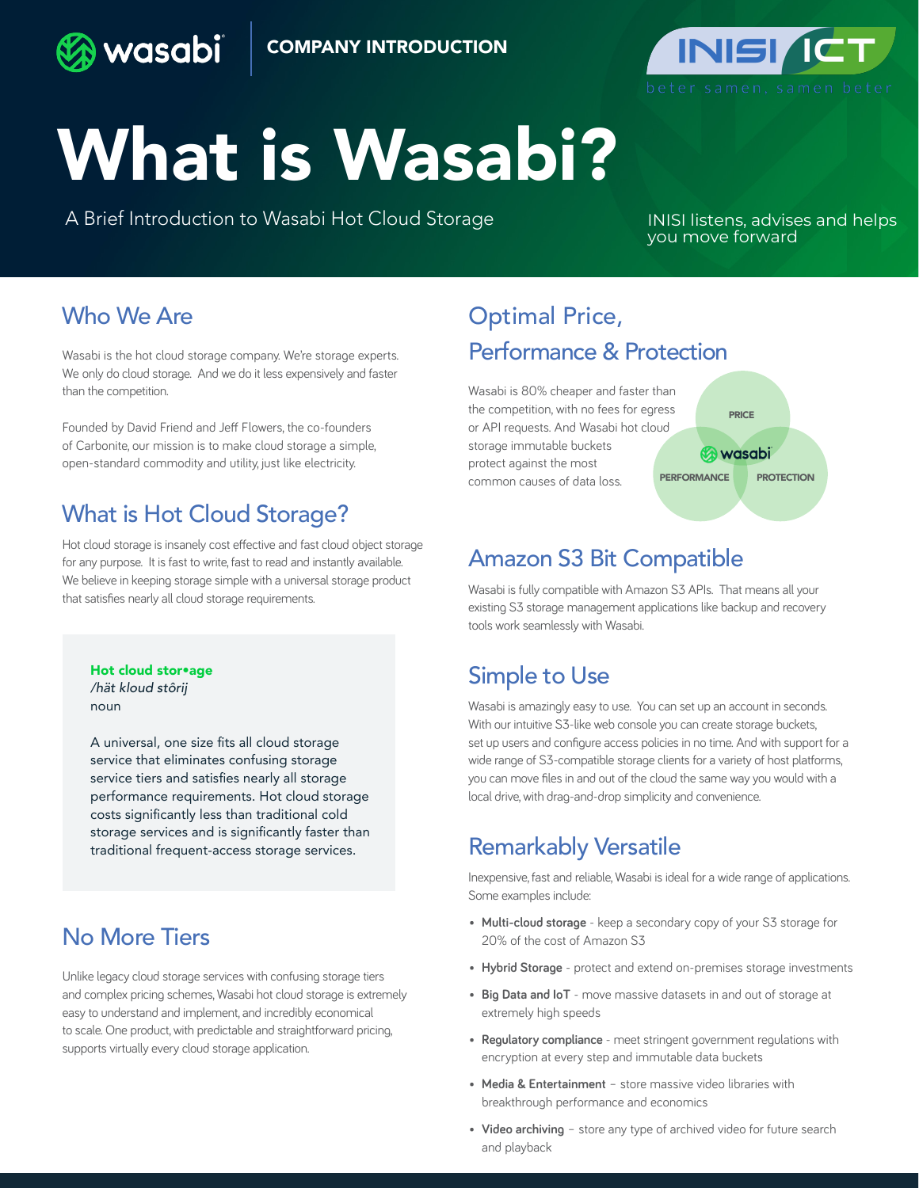wasabi COMPANY INTRODUCTION

INISI ICT
beter samen, samen beter

# What is Wasabi?

A Brief Introduction to Wasabi Hot Cloud Storage

INISI listens, advises and helps you move forward

## Who We Are

Wasabi is the hot cloud storage company. We're storage experts. We only do cloud storage. And we do it less expensively and faster than the competition.

Founded by David Friend and Jeff Flowers, the co-founders of Carbonite, our mission is to make cloud storage a simple, open-standard commodity and utility, just like electricity.

## What is Hot Cloud Storage?

Hot cloud storage is insanely cost effective and fast cloud object storage for any purpose. It is fast to write, fast to read and instantly available. We believe in keeping storage simple with a universal storage product that satisfies nearly all cloud storage requirements.

**Hot cloud stor•age**
*/hät kloud stôrij*
noun

A universal, one size fits all cloud storage service that eliminates confusing storage service tiers and satisfies nearly all storage performance requirements. Hot cloud storage costs significantly less than traditional cold storage services and is significantly faster than traditional frequent-access storage services.

## No More Tiers

Unlike legacy cloud storage services with confusing storage tiers and complex pricing schemes, Wasabi hot cloud storage is extremely easy to understand and implement, and incredibly economical to scale. One product, with predictable and straightforward pricing, supports virtually every cloud storage application.

## Optimal Price, Performance & Protection

Wasabi is 80% cheaper and faster than the competition, with no fees for egress or API requests. And Wasabi hot cloud storage immutable buckets protect against the most common causes of data loss.

PRICE
wasabi
PERFORMANCE
PROTECTION

## Amazon S3 Bit Compatible

Wasabi is fully compatible with Amazon S3 APIs. That means all your existing S3 storage management applications like backup and recovery tools work seamlessly with Wasabi.

## Simple to Use

Wasabi is amazingly easy to use. You can set up an account in seconds. With our intuitive S3-like web console you can create storage buckets, set up users and configure access policies in no time. And with support for a wide range of S3-compatible storage clients for a variety of host platforms, you can move files in and out of the cloud the same way you would with a local drive, with drag-and-drop simplicity and convenience.

## Remarkably Versatile

Inexpensive, fast and reliable, Wasabi is ideal for a wide range of applications. Some examples include:

- **Multi-cloud storage** - keep a secondary copy of your S3 storage for 20% of the cost of Amazon S3
- **Hybrid Storage** - protect and extend on-premises storage investments
- **Big Data and IoT** - move massive datasets in and out of storage at extremely high speeds
- **Regulatory compliance** - meet stringent government regulations with encryption at every step and immutable data buckets
- **Media & Entertainment** – store massive video libraries with breakthrough performance and economics
- **Video archiving** – store any type of archived video for future search and playback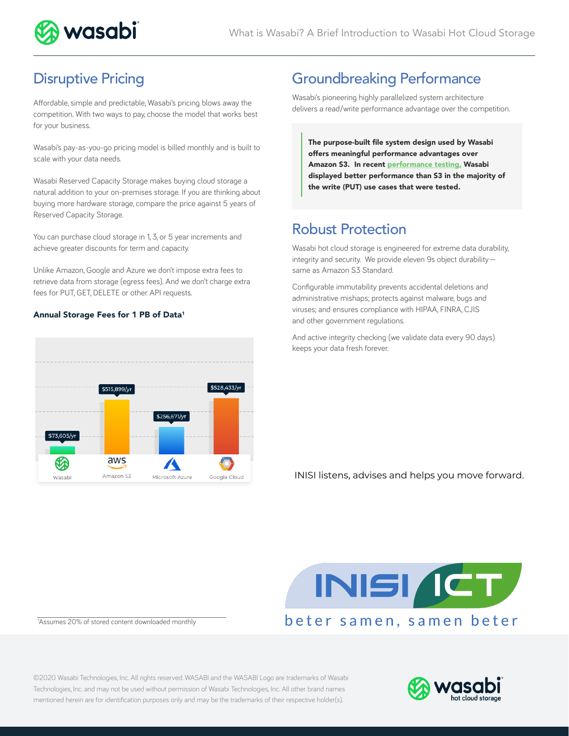## Disruptive Pricing

Affordable, simple and predictable, Wasabi's pricing blows away the competition. With two ways to pay, choose the model that works best for your business.

Wasabi's pay-as-you-go pricing model is billed monthly and is built to scale with your data needs.

Wasabi Reserved Capacity Storage makes buying cloud storage a natural addition to your on-premises storage. If you are thinking about buying more hardware storage, compare the price against 5 years of Reserved Capacity Storage.

You can purchase cloud storage in 1, 3, or 5 year increments and achieve greater discounts for term and capacity.

Unlike Amazon, Google and Azure we don't impose extra fees to retrieve data from storage (egress fees). And we don't charge extra fees for PUT, GET, DELETE or other API requests.

**Annual Storage Fees for 1 PB of Data**[1]

$73,605/yr
Wasabi
$515,899/yr
Amazon S3
$256,671/yr
Microsoft Azure
$528,433/yr
Google Cloud

## Groundbreaking Performance

Wasabi's pioneering highly parallelized system architecture delivers a read/write performance advantage over the competition.

> **The purpose-built file system design used by Wasabi offers meaningful performance advantages over Amazon S3. In recent performance testing, Wasabi displayed better performance than S3 in the majority of the write (PUT) use cases that were tested.**

## Robust Protection

Wasabi hot cloud storage is engineered for extreme data durability, integrity and security. We provide eleven 9s object durability—same as Amazon S3 Standard.

Configurable immutability prevents accidental deletions and administrative mishaps; protects against malware, bugs and viruses; and ensures compliance with HIPAA, FINRA, CJIS and other government regulations.

And active integrity checking (we validate data every 90 days) keeps your data fresh forever.

INISI listens, advises and helps you move forward.

INISI ICT
beter samen, samen beter

[1]Assumes 20% of stored content downloaded monthly

©2020 Wasabi Technologies, Inc. All rights reserved. WASABI and the WASABI Logo are trademarks of Wasabi Technologies, Inc. and may not be used without permission of Wasabi Technologies, Inc. All other brand names mentioned herein are for identification purposes only and may be the trademarks of their respective holder(s).

wasabi hot cloud storage